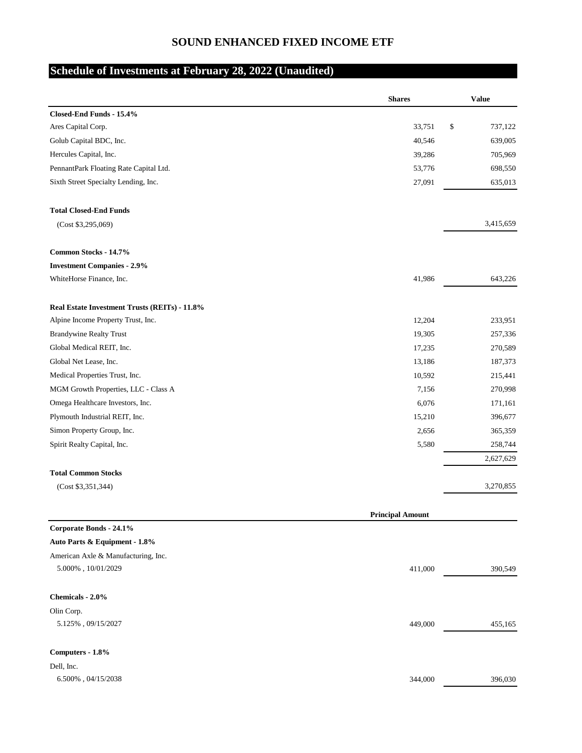# SOUND ENHANCED FIXED INCOME ETF

## Schedule of Investments at February 28, 2022 (Unaudited)

| | Shares | Value |
|---|---|---|
| **Closed-End Funds - 15.4%** | | |
| Ares Capital Corp. | 33,751 | $ 737,122 |
| Golub Capital BDC, Inc. | 40,546 | 639,005 |
| Hercules Capital, Inc. | 39,286 | 705,969 |
| PennantPark Floating Rate Capital Ltd. | 53,776 | 698,550 |
| Sixth Street Specialty Lending, Inc. | 27,091 | 635,013 |
| **Total Closed-End Funds** | | |
| (Cost $3,295,069) | | 3,415,659 |
| **Common Stocks - 14.7%** | | |
| **Investment Companies - 2.9%** | | |
| WhiteHorse Finance, Inc. | 41,986 | 643,226 |
| **Real Estate Investment Trusts (REITs) - 11.8%** | | |
| Alpine Income Property Trust, Inc. | 12,204 | 233,951 |
| Brandywine Realty Trust | 19,305 | 257,336 |
| Global Medical REIT, Inc. | 17,235 | 270,589 |
| Global Net Lease, Inc. | 13,186 | 187,373 |
| Medical Properties Trust, Inc. | 10,592 | 215,441 |
| MGM Growth Properties, LLC - Class A | 7,156 | 270,998 |
| Omega Healthcare Investors, Inc. | 6,076 | 171,161 |
| Plymouth Industrial REIT, Inc. | 15,210 | 396,677 |
| Simon Property Group, Inc. | 2,656 | 365,359 |
| Spirit Realty Capital, Inc. | 5,580 | 258,744 |
| | | 2,627,629 |
| **Total Common Stocks** | | |
| (Cost $3,351,344) | | 3,270,855 |

| | Principal Amount | |
|---|---|---|
| **Corporate Bonds - 24.1%** | | |
| **Auto Parts & Equipment - 1.8%** | | |
| American Axle & Manufacturing, Inc. | | |
| 5.000% , 10/01/2029 | 411,000 | 390,549 |
| **Chemicals - 2.0%** | | |
| Olin Corp. | | |
| 5.125% , 09/15/2027 | 449,000 | 455,165 |
| **Computers - 1.8%** | | |
| Dell, Inc. | | |
| 6.500% , 04/15/2038 | 344,000 | 396,030 |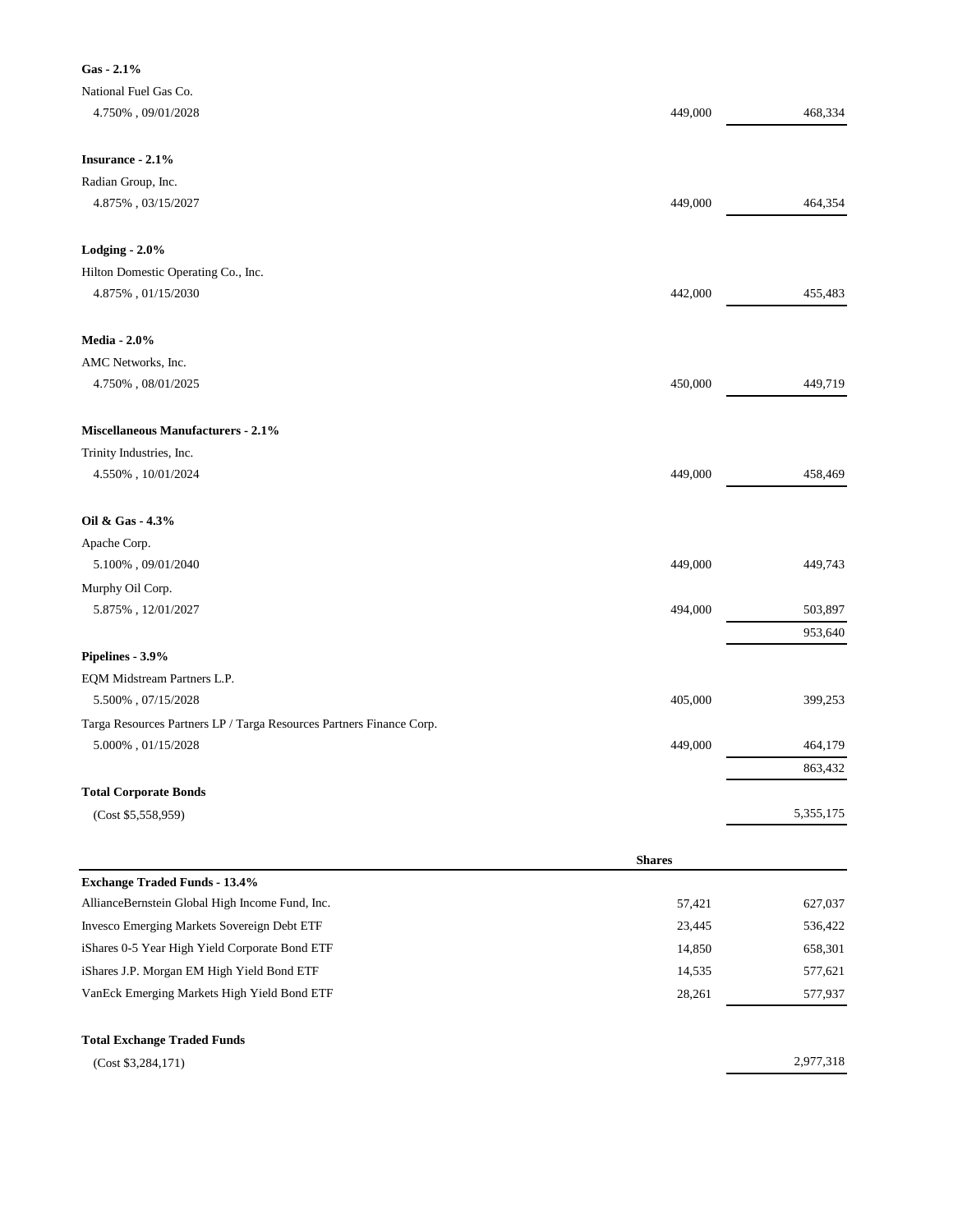| | | |
|---|---|---|
| **Gas - 2.1%** | | |
| National Fuel Gas Co. | | |
| 4.750% , 09/01/2028 | 449,000 | 468,334 |
| **Insurance - 2.1%** | | |
| Radian Group, Inc. | | |
| 4.875% , 03/15/2027 | 449,000 | 464,354 |
| **Lodging - 2.0%** | | |
| Hilton Domestic Operating Co., Inc. | | |
| 4.875% , 01/15/2030 | 442,000 | 455,483 |
| **Media - 2.0%** | | |
| AMC Networks, Inc. | | |
| 4.750% , 08/01/2025 | 450,000 | 449,719 |
| **Miscellaneous Manufacturers - 2.1%** | | |
| Trinity Industries, Inc. | | |
| 4.550% , 10/01/2024 | 449,000 | 458,469 |
| **Oil & Gas - 4.3%** | | |
| Apache Corp. | | |
| 5.100% , 09/01/2040 | 449,000 | 449,743 |
| Murphy Oil Corp. | | |
| 5.875% , 12/01/2027 | 494,000 | 503,897 |
| | | 953,640 |
| **Pipelines - 3.9%** | | |
| EQM Midstream Partners L.P. | | |
| 5.500% , 07/15/2028 | 405,000 | 399,253 |
| Targa Resources Partners LP / Targa Resources Partners Finance Corp. | | |
| 5.000% , 01/15/2028 | 449,000 | 464,179 |
| | | 863,432 |
| **Total Corporate Bonds** | | |
| (Cost $5,558,959) | | 5,355,175 |

| | **Shares** | |
|---|---|---|
| **Exchange Traded Funds - 13.4%** | | |
| AllianceBernstein Global High Income Fund, Inc. | 57,421 | 627,037 |
| Invesco Emerging Markets Sovereign Debt ETF | 23,445 | 536,422 |
| iShares 0-5 Year High Yield Corporate Bond ETF | 14,850 | 658,301 |
| iShares J.P. Morgan EM High Yield Bond ETF | 14,535 | 577,621 |
| VanEck Emerging Markets High Yield Bond ETF | 28,261 | 577,937 |
| **Total Exchange Traded Funds** | | |
| (Cost $3,284,171) | | 2,977,318 |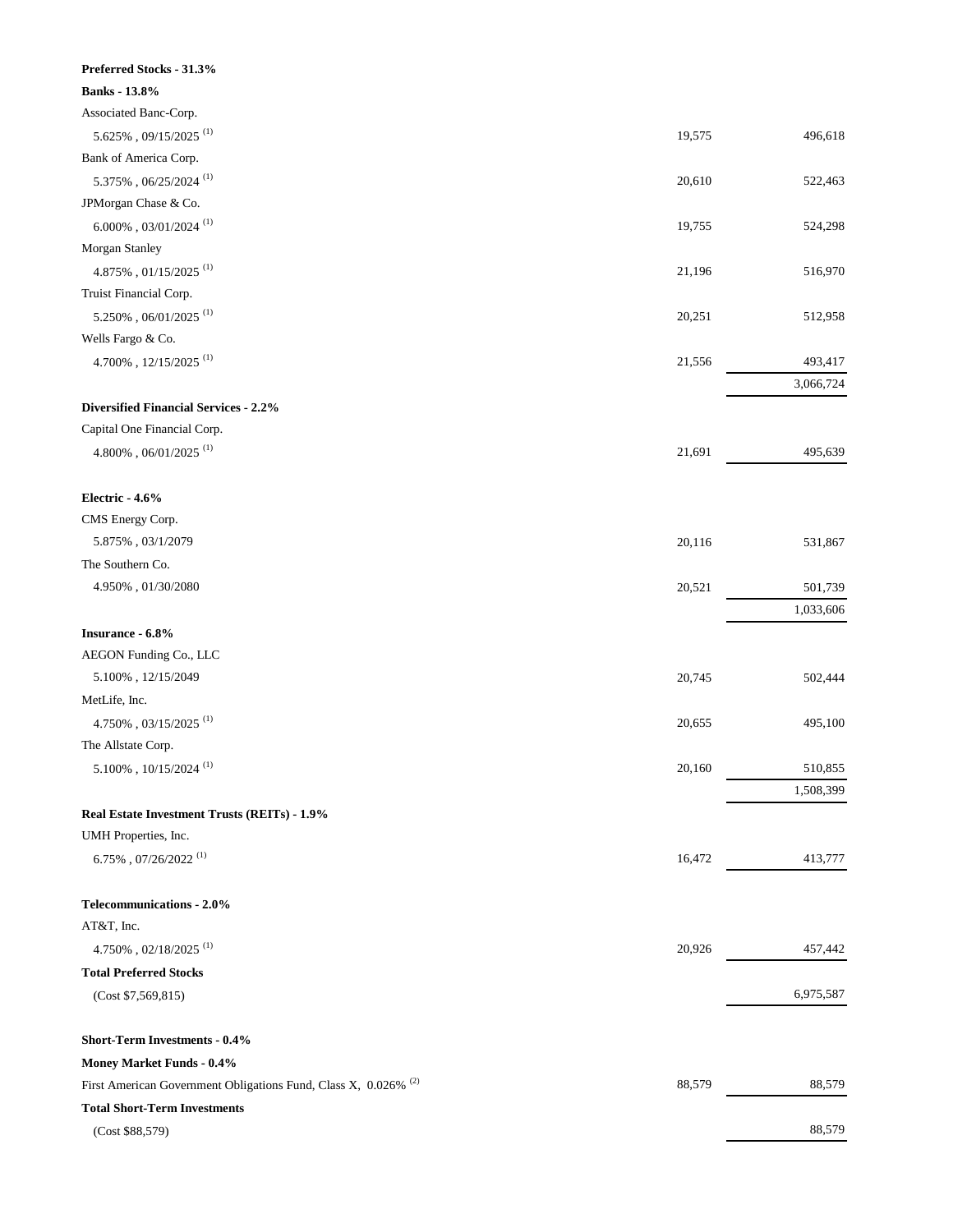| | Shares | Value |
|---|---|---|
| **Preferred Stocks - 31.3%** | | |
| **Banks - 13.8%** | | |
| Associated Banc-Corp. | | |
| 5.625% , 09/15/2025 [1] | 19,575 | 496,618 |
| Bank of America Corp. | | |
| 5.375% , 06/25/2024 [1] | 20,610 | 522,463 |
| JPMorgan Chase & Co. | | |
| 6.000% , 03/01/2024 [1] | 19,755 | 524,298 |
| Morgan Stanley | | |
| 4.875% , 01/15/2025 [1] | 21,196 | 516,970 |
| Truist Financial Corp. | | |
| 5.250% , 06/01/2025 [1] | 20,251 | 512,958 |
| Wells Fargo & Co. | | |
| 4.700% , 12/15/2025 [1] | 21,556 | 493,417 |
| | | 3,066,724 |
| **Diversified Financial Services - 2.2%** | | |
| Capital One Financial Corp. | | |
| 4.800% , 06/01/2025 [1] | 21,691 | 495,639 |
| **Electric - 4.6%** | | |
| CMS Energy Corp. | | |
| 5.875% , 03/1/2079 | 20,116 | 531,867 |
| The Southern Co. | | |
| 4.950% , 01/30/2080 | 20,521 | 501,739 |
| | | 1,033,606 |
| **Insurance - 6.8%** | | |
| AEGON Funding Co., LLC | | |
| 5.100% , 12/15/2049 | 20,745 | 502,444 |
| MetLife, Inc. | | |
| 4.750% , 03/15/2025 [1] | 20,655 | 495,100 |
| The Allstate Corp. | | |
| 5.100% , 10/15/2024 [1] | 20,160 | 510,855 |
| | | 1,508,399 |
| **Real Estate Investment Trusts (REITs) - 1.9%** | | |
| UMH Properties, Inc. | | |
| 6.75% , 07/26/2022 [1] | 16,472 | 413,777 |
| **Telecommunications - 2.0%** | | |
| AT&T, Inc. | | |
| 4.750% , 02/18/2025 [1] | 20,926 | 457,442 |
| **Total Preferred Stocks** | | |
| (Cost $7,569,815) | | 6,975,587 |
| **Short-Term Investments - 0.4%** | | |
| **Money Market Funds - 0.4%** | | |
| First American Government Obligations Fund, Class X, 0.026% [2] | 88,579 | 88,579 |
| **Total Short-Term Investments** | | |
| (Cost $88,579) | | 88,579 |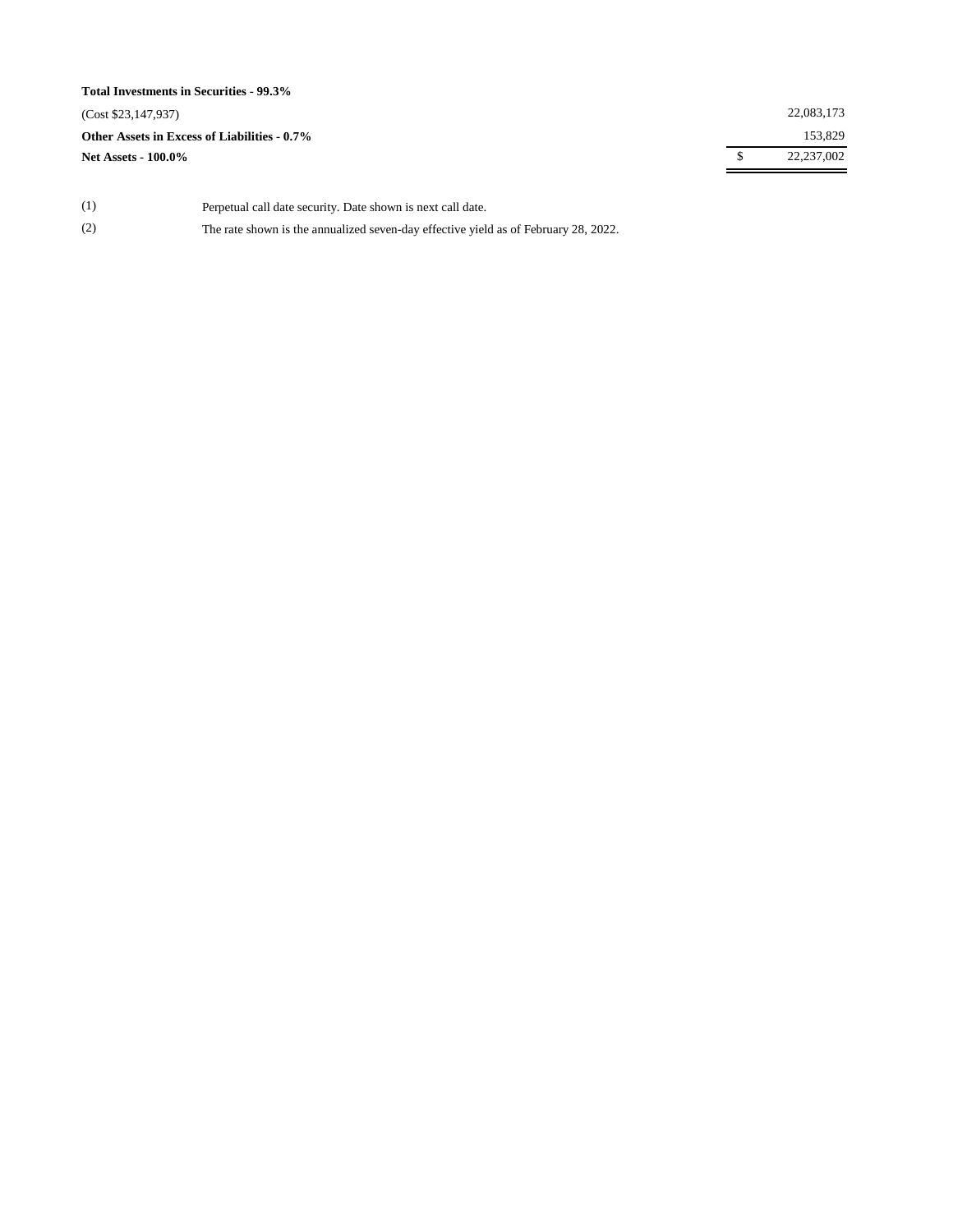| | | |
|---|---|---|
| **Total Investments in Securities - 99.3%** | | |
| (Cost $23,147,937) | | 22,083,173 |
| **Other Assets in Excess of Liabilities - 0.7%** | | 153,829 |
| **Net Assets - 100.0%** | $ | 22,237,002 |

(1) Perpetual call date security. Date shown is next call date.

(2) The rate shown is the annualized seven-day effective yield as of February 28, 2022.